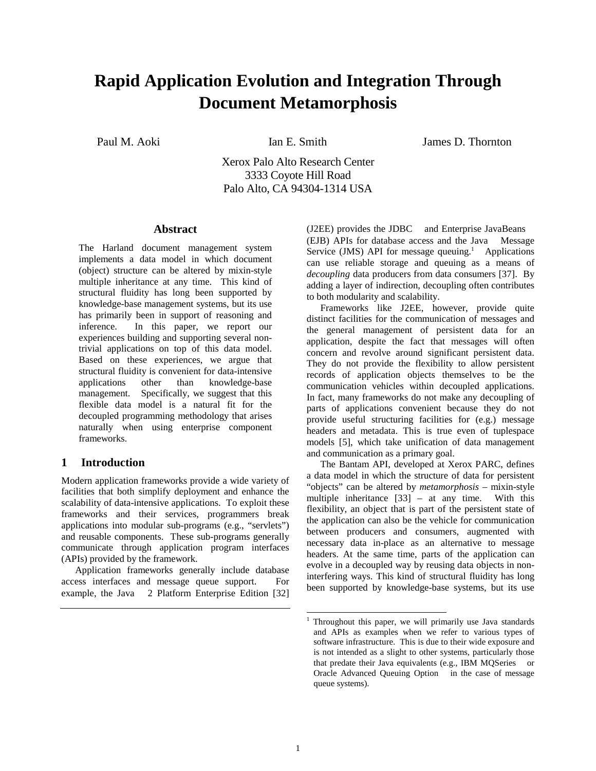# Rapid Application Evolution and Integration Through Document Metamorphosis

Paul M. Aoki Ian E. Smith James D. Thornton

Xerox Palo Alto Research Center
3333 Coyote Hill Road
Palo Alto, CA 94304-1314 USA

## Abstract

The Harland document management system implements a data model in which document (object) structure can be altered by mixin-style multiple inheritance at any time. This kind of structural fluidity has long been supported by knowledge-base management systems, but its use has primarily been in support of reasoning and inference. In this paper, we report our experiences building and supporting several non-trivial applications on top of this data model. Based on these experiences, we argue that structural fluidity is convenient for data-intensive applications other than knowledge-base management. Specifically, we suggest that this flexible data model is a natural fit for the decoupled programming methodology that arises naturally when using enterprise component frameworks.

## 1 Introduction

Modern application frameworks provide a wide variety of facilities that both simplify deployment and enhance the scalability of data-intensive applications. To exploit these frameworks and their services, programmers break applications into modular sub-programs (e.g., "servlets") and reusable components. These sub-programs generally communicate through application program interfaces (APIs) provided by the framework.

Application frameworks generally include database access interfaces and message queue support. For example, the Java 2 Platform Enterprise Edition [32] (J2EE) provides the JDBC and Enterprise JavaBeans (EJB) APIs for database access and the Java Message Service (JMS) API for message queuing.[1] Applications can use reliable storage and queuing as a means of *decoupling* data producers from data consumers [37]. By adding a layer of indirection, decoupling often contributes to both modularity and scalability.

Frameworks like J2EE, however, provide quite distinct facilities for the communication of messages and the general management of persistent data for an application, despite the fact that messages will often concern and revolve around significant persistent data. They do not provide the flexibility to allow persistent records of application objects themselves to be the communication vehicles within decoupled applications. In fact, many frameworks do not make any decoupling of parts of applications convenient because they do not provide useful structuring facilities for (e.g.) message headers and metadata. This is true even of tuplespace models [5], which take unification of data management and communication as a primary goal.

The Bantam API, developed at Xerox PARC, defines a data model in which the structure of data for persistent "objects" can be altered by *metamorphosis* – mixin-style multiple inheritance [33] – at any time. With this flexibility, an object that is part of the persistent state of the application can also be the vehicle for communication between producers and consumers, augmented with necessary data in-place as an alternative to message headers. At the same time, parts of the application can evolve in a decoupled way by reusing data objects in non-interfering ways. This kind of structural fluidity has long been supported by knowledge-base systems, but its use

[1] Throughout this paper, we will primarily use Java standards and APIs as examples when we refer to various types of software infrastructure. This is due to their wide exposure and is not intended as a slight to other systems, particularly those that predate their Java equivalents (e.g., IBM MQSeries or Oracle Advanced Queuing Option in the case of message queue systems).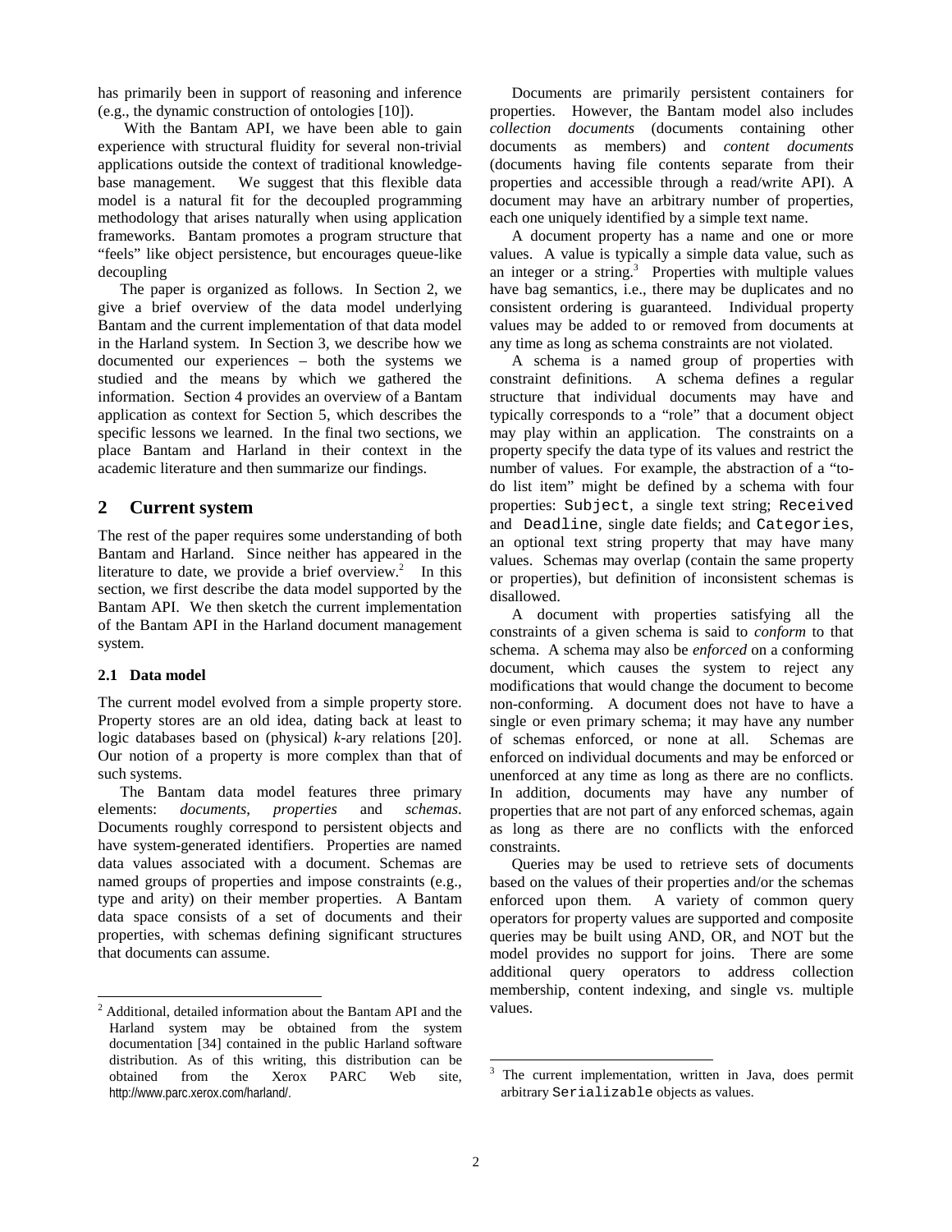has primarily been in support of reasoning and inference (e.g., the dynamic construction of ontologies [10]).

With the Bantam API, we have been able to gain experience with structural fluidity for several non-trivial applications outside the context of traditional knowledge-base management. We suggest that this flexible data model is a natural fit for the decoupled programming methodology that arises naturally when using application frameworks. Bantam promotes a program structure that "feels" like object persistence, but encourages queue-like decoupling

The paper is organized as follows. In Section 2, we give a brief overview of the data model underlying Bantam and the current implementation of that data model in the Harland system. In Section 3, we describe how we documented our experiences – both the systems we studied and the means by which we gathered the information. Section 4 provides an overview of a Bantam application as context for Section 5, which describes the specific lessons we learned. In the final two sections, we place Bantam and Harland in their context in the academic literature and then summarize our findings.

## 2 Current system

The rest of the paper requires some understanding of both Bantam and Harland. Since neither has appeared in the literature to date, we provide a brief overview.[2] In this section, we first describe the data model supported by the Bantam API. We then sketch the current implementation of the Bantam API in the Harland document management system.

### 2.1 Data model

The current model evolved from a simple property store. Property stores are an old idea, dating back at least to logic databases based on (physical) *k*-ary relations [20]. Our notion of a property is more complex than that of such systems.

The Bantam data model features three primary elements: *documents*, *properties* and *schemas*. Documents roughly correspond to persistent objects and have system-generated identifiers. Properties are named data values associated with a document. Schemas are named groups of properties and impose constraints (e.g., type and arity) on their member properties. A Bantam data space consists of a set of documents and their properties, with schemas defining significant structures that documents can assume.

Documents are primarily persistent containers for properties. However, the Bantam model also includes *collection documents* (documents containing other documents as members) and *content documents* (documents having file contents separate from their properties and accessible through a read/write API). A document may have an arbitrary number of properties, each one uniquely identified by a simple text name.

A document property has a name and one or more values. A value is typically a simple data value, such as an integer or a string.[3] Properties with multiple values have bag semantics, i.e., there may be duplicates and no consistent ordering is guaranteed. Individual property values may be added to or removed from documents at any time as long as schema constraints are not violated.

A schema is a named group of properties with constraint definitions. A schema defines a regular structure that individual documents may have and typically corresponds to a "role" that a document object may play within an application. The constraints on a property specify the data type of its values and restrict the number of values. For example, the abstraction of a "to-do list item" might be defined by a schema with four properties: `Subject`, a single text string; `Received` and `Deadline`, single date fields; and `Categories`, an optional text string property that may have many values. Schemas may overlap (contain the same property or properties), but definition of inconsistent schemas is disallowed.

A document with properties satisfying all the constraints of a given schema is said to *conform* to that schema. A schema may also be *enforced* on a conforming document, which causes the system to reject any modifications that would change the document to become non-conforming. A document does not have to have a single or even primary schema; it may have any number of schemas enforced, or none at all. Schemas are enforced on individual documents and may be enforced or unenforced at any time as long as there are no conflicts. In addition, documents may have any number of properties that are not part of any enforced schemas, again as long as there are no conflicts with the enforced constraints.

Queries may be used to retrieve sets of documents based on the values of their properties and/or the schemas enforced upon them. A variety of common query operators for property values are supported and composite queries may be built using AND, OR, and NOT but the model provides no support for joins. There are some additional query operators to address collection membership, content indexing, and single vs. multiple values.

---

[2] Additional, detailed information about the Bantam API and the Harland system may be obtained from the system documentation [34] contained in the public Harland software distribution. As of this writing, this distribution can be obtained from the Xerox PARC Web site, http://www.parc.xerox.com/harland/.

[3] The current implementation, written in Java, does permit arbitrary `Serializable` objects as values.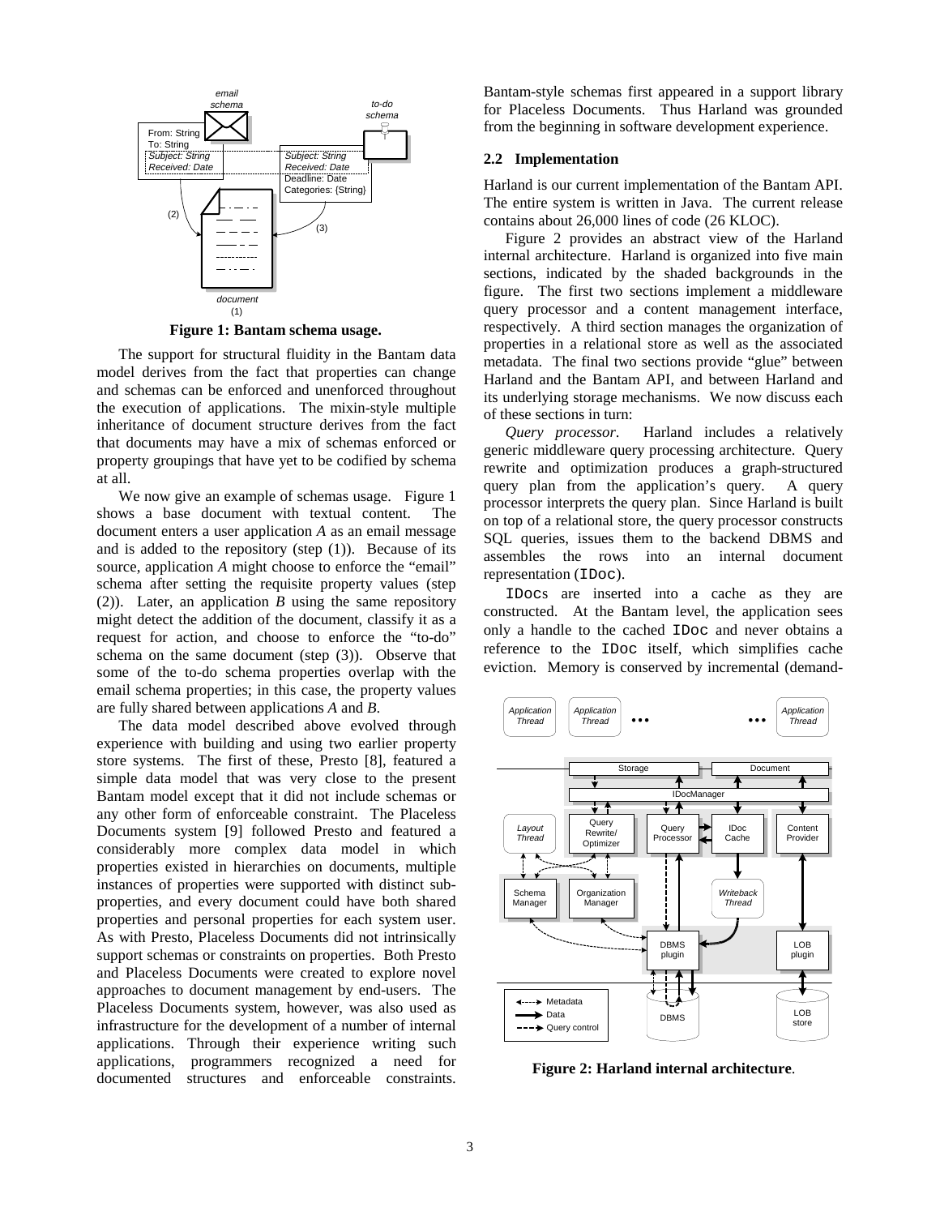**Figure 1: Bantam schema usage.**

The support for structural fluidity in the Bantam data model derives from the fact that properties can change and schemas can be enforced and unenforced throughout the execution of applications. The mixin-style multiple inheritance of document structure derives from the fact that documents may have a mix of schemas enforced or property groupings that have yet to be codified by schema at all.

We now give an example of schemas usage. Figure 1 shows a base document with textual content. The document enters a user application *A* as an email message and is added to the repository (step (1)). Because of its source, application *A* might choose to enforce the "email" schema after setting the requisite property values (step (2)). Later, an application *B* using the same repository might detect the addition of the document, classify it as a request for action, and choose to enforce the "to-do" schema on the same document (step (3)). Observe that some of the to-do schema properties overlap with the email schema properties; in this case, the property values are fully shared between applications *A* and *B*.

The data model described above evolved through experience with building and using two earlier property store systems. The first of these, Presto [8], featured a simple data model that was very close to the present Bantam model except that it did not include schemas or any other form of enforceable constraint. The Placeless Documents system [9] followed Presto and featured a considerably more complex data model in which properties existed in hierarchies on documents, multiple instances of properties were supported with distinct sub-properties, and every document could have both shared properties and personal properties for each system user. As with Presto, Placeless Documents did not intrinsically support schemas or constraints on properties. Both Presto and Placeless Documents were created to explore novel approaches to document management by end-users. The Placeless Documents system, however, was also used as infrastructure for the development of a number of internal applications. Through their experience writing such applications, programmers recognized a need for documented structures and enforceable constraints. Bantam-style schemas first appeared in a support library for Placeless Documents. Thus Harland was grounded from the beginning in software development experience.

### 2.2 Implementation

Harland is our current implementation of the Bantam API. The entire system is written in Java. The current release contains about 26,000 lines of code (26 KLOC).

Figure 2 provides an abstract view of the Harland internal architecture. Harland is organized into five main sections, indicated by the shaded backgrounds in the figure. The first two sections implement a middleware query processor and a content management interface, respectively. A third section manages the organization of properties in a relational store as well as the associated metadata. The final two sections provide "glue" between Harland and the Bantam API, and between Harland and its underlying storage mechanisms. We now discuss each of these sections in turn:

*Query processor.* Harland includes a relatively generic middleware query processing architecture. Query rewrite and optimization produces a graph-structured query plan from the application's query. A query processor interprets the query plan. Since Harland is built on top of a relational store, the query processor constructs SQL queries, issues them to the backend DBMS and assembles the rows into an internal document representation (`IDoc`).

`IDoc`s are inserted into a cache as they are constructed. At the Bantam level, the application sees only a handle to the cached `IDoc` and never obtains a reference to the `IDoc` itself, which simplifies cache eviction. Memory is conserved by incremental (demand-

**Figure 2: Harland internal architecture**.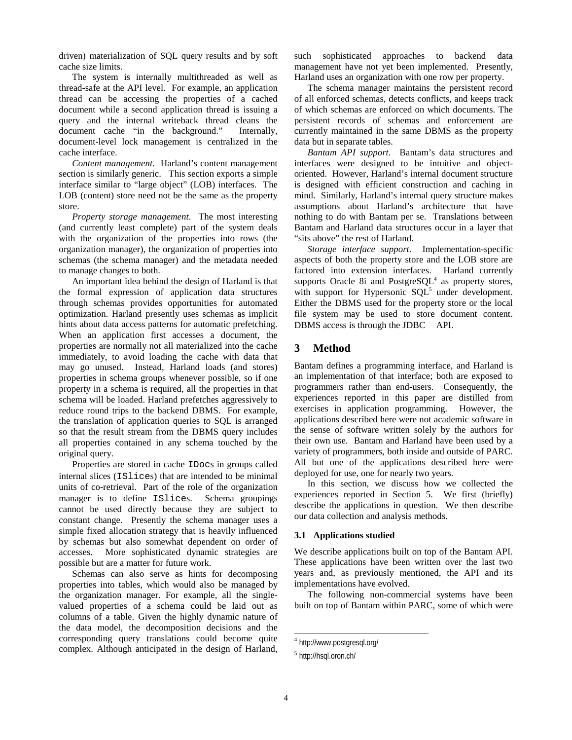driven) materialization of SQL query results and by soft cache size limits.

The system is internally multithreaded as well as thread-safe at the API level. For example, an application thread can be accessing the properties of a cached document while a second application thread is issuing a query and the internal writeback thread cleans the document cache "in the background." Internally, document-level lock management is centralized in the cache interface.

*Content management*. Harland's content management section is similarly generic. This section exports a simple interface similar to "large object" (LOB) interfaces. The LOB (content) store need not be the same as the property store.

*Property storage management*. The most interesting (and currently least complete) part of the system deals with the organization of the properties into rows (the organization manager), the organization of properties into schemas (the schema manager) and the metadata needed to manage changes to both.

An important idea behind the design of Harland is that the formal expression of application data structures through schemas provides opportunities for automated optimization. Harland presently uses schemas as implicit hints about data access patterns for automatic prefetching. When an application first accesses a document, the properties are normally not all materialized into the cache immediately, to avoid loading the cache with data that may go unused. Instead, Harland loads (and stores) properties in schema groups whenever possible, so if one property in a schema is required, all the properties in that schema will be loaded. Harland prefetches aggressively to reduce round trips to the backend DBMS. For example, the translation of application queries to SQL is arranged so that the result stream from the DBMS query includes all properties contained in any schema touched by the original query.

Properties are stored in cache `IDoc`s in groups called internal slices (`ISlice`s) that are intended to be minimal units of co-retrieval. Part of the role of the organization manager is to define `ISlice`s. Schema groupings cannot be used directly because they are subject to constant change. Presently the schema manager uses a simple fixed allocation strategy that is heavily influenced by schemas but also somewhat dependent on order of accesses. More sophisticated dynamic strategies are possible but are a matter for future work.

Schemas can also serve as hints for decomposing properties into tables, which would also be managed by the organization manager. For example, all the single-valued properties of a schema could be laid out as columns of a table. Given the highly dynamic nature of the data model, the decomposition decisions and the corresponding query translations could become quite complex. Although anticipated in the design of Harland, such sophisticated approaches to backend data management have not yet been implemented. Presently, Harland uses an organization with one row per property.

The schema manager maintains the persistent record of all enforced schemas, detects conflicts, and keeps track of which schemas are enforced on which documents. The persistent records of schemas and enforcement are currently maintained in the same DBMS as the property data but in separate tables.

*Bantam API support*. Bantam's data structures and interfaces were designed to be intuitive and object-oriented. However, Harland's internal document structure is designed with efficient construction and caching in mind. Similarly, Harland's internal query structure makes assumptions about Harland's architecture that have nothing to do with Bantam per se. Translations between Bantam and Harland data structures occur in a layer that "sits above" the rest of Harland.

*Storage interface support*. Implementation-specific aspects of both the property store and the LOB store are factored into extension interfaces. Harland currently supports Oracle 8i and PostgreSQL[4] as property stores, with support for Hypersonic SQL[5] under development. Either the DBMS used for the property store or the local file system may be used to store document content. DBMS access is through the JDBC API.

# 3 Method

Bantam defines a programming interface, and Harland is an implementation of that interface; both are exposed to programmers rather than end-users. Consequently, the experiences reported in this paper are distilled from exercises in application programming. However, the applications described here were not academic software in the sense of software written solely by the authors for their own use. Bantam and Harland have been used by a variety of programmers, both inside and outside of PARC. All but one of the applications described here were deployed for use, one for nearly two years.

In this section, we discuss how we collected the experiences reported in Section 5. We first (briefly) describe the applications in question. We then describe our data collection and analysis methods.

## 3.1 Applications studied

We describe applications built on top of the Bantam API. These applications have been written over the last two years and, as previously mentioned, the API and its implementations have evolved.

The following non-commercial systems have been built on top of Bantam within PARC, some of which were

---

[4] http://www.postgresql.org/

[5] http://hsql.oron.ch/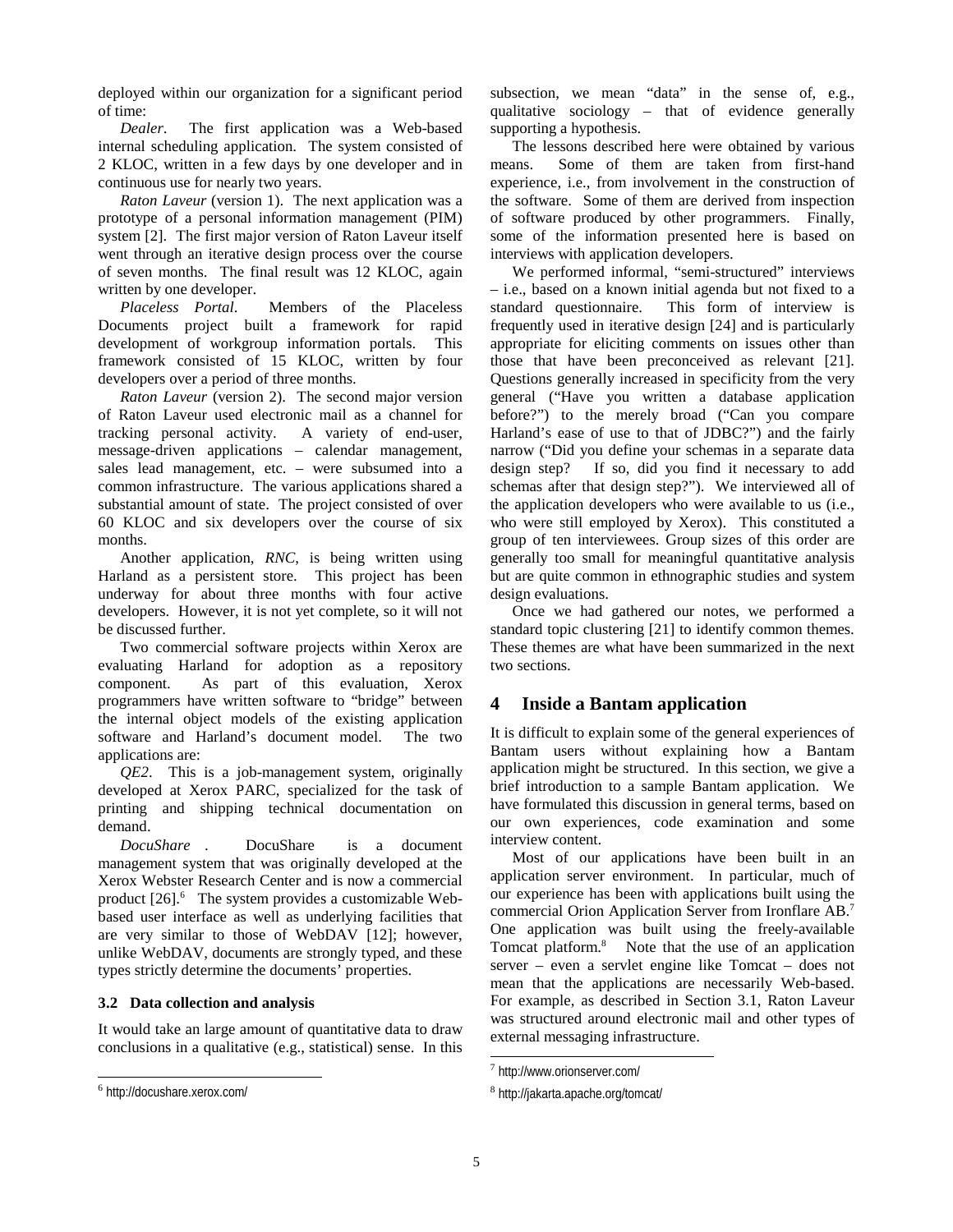deployed within our organization for a significant period of time:

*Dealer*. The first application was a Web-based internal scheduling application. The system consisted of 2 KLOC, written in a few days by one developer and in continuous use for nearly two years.

*Raton Laveur* (version 1). The next application was a prototype of a personal information management (PIM) system [2]. The first major version of Raton Laveur itself went through an iterative design process over the course of seven months. The final result was 12 KLOC, again written by one developer.

*Placeless Portal*. Members of the Placeless Documents project built a framework for rapid development of workgroup information portals. This framework consisted of 15 KLOC, written by four developers over a period of three months.

*Raton Laveur* (version 2). The second major version of Raton Laveur used electronic mail as a channel for tracking personal activity. A variety of end-user, message-driven applications – calendar management, sales lead management, etc. – were subsumed into a common infrastructure. The various applications shared a substantial amount of state. The project consisted of over 60 KLOC and six developers over the course of six months.

Another application, *RNC*, is being written using Harland as a persistent store. This project has been underway for about three months with four active developers. However, it is not yet complete, so it will not be discussed further.

Two commercial software projects within Xerox are evaluating Harland for adoption as a repository component. As part of this evaluation, Xerox programmers have written software to "bridge" between the internal object models of the existing application software and Harland's document model. The two applications are:

*QE2*. This is a job-management system, originally developed at Xerox PARC, specialized for the task of printing and shipping technical documentation on demand.

*DocuShare* . DocuShare is a document management system that was originally developed at the Xerox Webster Research Center and is now a commercial product [26].[6] The system provides a customizable Web-based user interface as well as underlying facilities that are very similar to those of WebDAV [12]; however, unlike WebDAV, documents are strongly typed, and these types strictly determine the documents' properties.

### 3.2 Data collection and analysis

It would take an large amount of quantitative data to draw conclusions in a qualitative (e.g., statistical) sense. In this subsection, we mean "data" in the sense of, e.g., qualitative sociology – that of evidence generally supporting a hypothesis.

The lessons described here were obtained by various means. Some of them are taken from first-hand experience, i.e., from involvement in the construction of the software. Some of them are derived from inspection of software produced by other programmers. Finally, some of the information presented here is based on interviews with application developers.

We performed informal, "semi-structured" interviews – i.e., based on a known initial agenda but not fixed to a standard questionnaire. This form of interview is frequently used in iterative design [24] and is particularly appropriate for eliciting comments on issues other than those that have been preconceived as relevant [21]. Questions generally increased in specificity from the very general ("Have you written a database application before?") to the merely broad ("Can you compare Harland's ease of use to that of JDBC?") and the fairly narrow ("Did you define your schemas in a separate data design step? If so, did you find it necessary to add schemas after that design step?"). We interviewed all of the application developers who were available to us (i.e., who were still employed by Xerox). This constituted a group of ten interviewees. Group sizes of this order are generally too small for meaningful quantitative analysis but are quite common in ethnographic studies and system design evaluations.

Once we had gathered our notes, we performed a standard topic clustering [21] to identify common themes. These themes are what have been summarized in the next two sections.

## 4 Inside a Bantam application

It is difficult to explain some of the general experiences of Bantam users without explaining how a Bantam application might be structured. In this section, we give a brief introduction to a sample Bantam application. We have formulated this discussion in general terms, based on our own experiences, code examination and some interview content.

Most of our applications have been built in an application server environment. In particular, much of our experience has been with applications built using the commercial Orion Application Server from Ironflare AB.[7] One application was built using the freely-available Tomcat platform.[8] Note that the use of an application server – even a servlet engine like Tomcat – does not mean that the applications are necessarily Web-based. For example, as described in Section 3.1, Raton Laveur was structured around electronic mail and other types of external messaging infrastructure.

---

[6] http://docushare.xerox.com/

[7] http://www.orionserver.com/

[8] http://jakarta.apache.org/tomcat/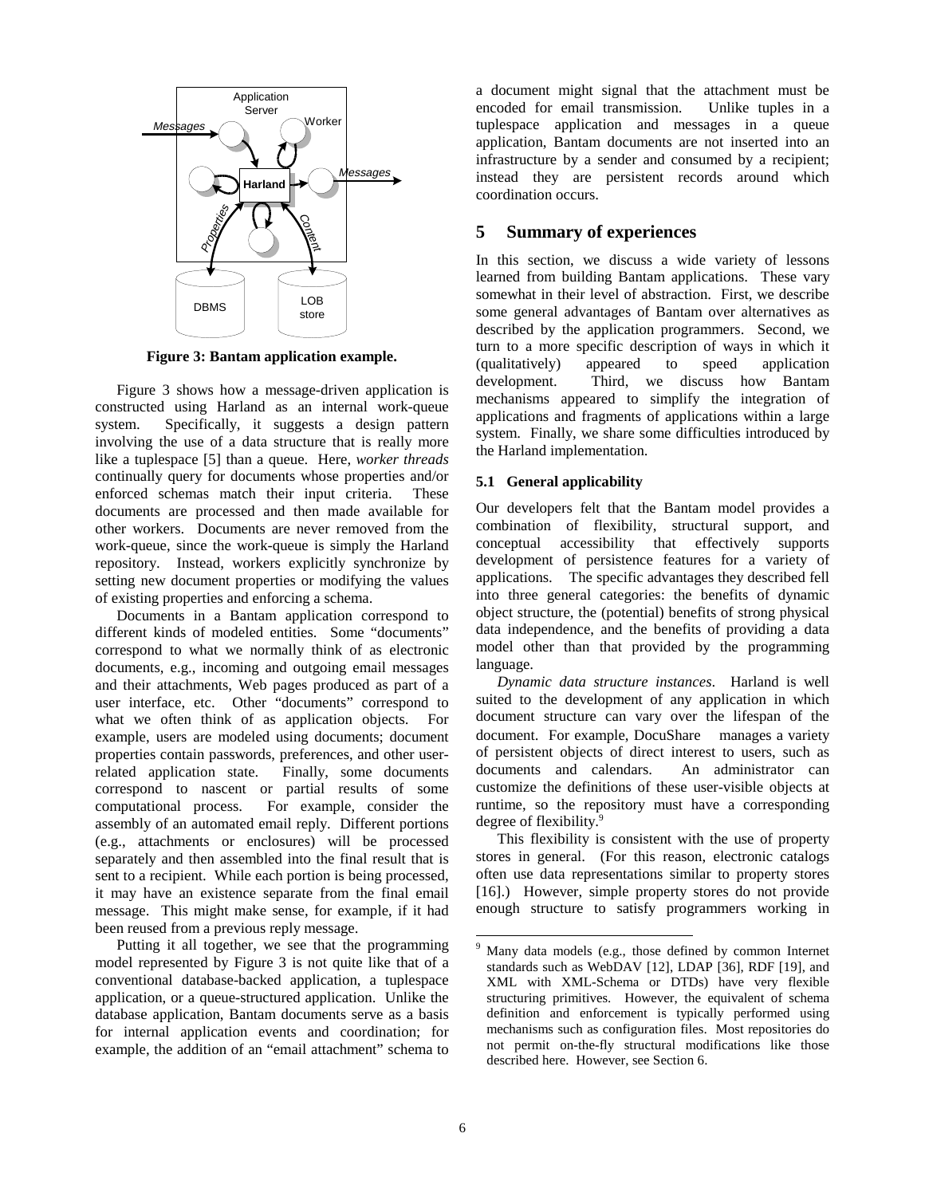**Figure 3: Bantam application example.**

Figure 3 shows how a message-driven application is constructed using Harland as an internal work-queue system. Specifically, it suggests a design pattern involving the use of a data structure that is really more like a tuplespace [5] than a queue. Here, *worker threads* continually query for documents whose properties and/or enforced schemas match their input criteria. These documents are processed and then made available for other workers. Documents are never removed from the work-queue, since the work-queue is simply the Harland repository. Instead, workers explicitly synchronize by setting new document properties or modifying the values of existing properties and enforcing a schema.

Documents in a Bantam application correspond to different kinds of modeled entities. Some "documents" correspond to what we normally think of as electronic documents, e.g., incoming and outgoing email messages and their attachments, Web pages produced as part of a user interface, etc. Other "documents" correspond to what we often think of as application objects. For example, users are modeled using documents; document properties contain passwords, preferences, and other user-related application state. Finally, some documents correspond to nascent or partial results of some computational process. For example, consider the assembly of an automated email reply. Different portions (e.g., attachments or enclosures) will be processed separately and then assembled into the final result that is sent to a recipient. While each portion is being processed, it may have an existence separate from the final email message. This might make sense, for example, if it had been reused from a previous reply message.

Putting it all together, we see that the programming model represented by Figure 3 is not quite like that of a conventional database-backed application, a tuplespace application, or a queue-structured application. Unlike the database application, Bantam documents serve as a basis for internal application events and coordination; for example, the addition of an "email attachment" schema to a document might signal that the attachment must be encoded for email transmission. Unlike tuples in a tuplespace application and messages in a queue application, Bantam documents are not inserted into an infrastructure by a sender and consumed by a recipient; instead they are persistent records around which coordination occurs.

## 5 Summary of experiences

In this section, we discuss a wide variety of lessons learned from building Bantam applications. These vary somewhat in their level of abstraction. First, we describe some general advantages of Bantam over alternatives as described by the application programmers. Second, we turn to a more specific description of ways in which it (qualitatively) appeared to speed application development. Third, we discuss how Bantam mechanisms appeared to simplify the integration of applications and fragments of applications within a large system. Finally, we share some difficulties introduced by the Harland implementation.

### 5.1 General applicability

Our developers felt that the Bantam model provides a combination of flexibility, structural support, and conceptual accessibility that effectively supports development of persistence features for a variety of applications. The specific advantages they described fell into three general categories: the benefits of dynamic object structure, the (potential) benefits of strong physical data independence, and the benefits of providing a data model other than that provided by the programming language.

*Dynamic data structure instances*. Harland is well suited to the development of any application in which document structure can vary over the lifespan of the document. For example, DocuShare manages a variety of persistent objects of direct interest to users, such as documents and calendars. An administrator can customize the definitions of these user-visible objects at runtime, so the repository must have a corresponding degree of flexibility.[9]

This flexibility is consistent with the use of property stores in general. (For this reason, electronic catalogs often use data representations similar to property stores [16].) However, simple property stores do not provide enough structure to satisfy programmers working in

[9] Many data models (e.g., those defined by common Internet standards such as WebDAV [12], LDAP [36], RDF [19], and XML with XML-Schema or DTDs) have very flexible structuring primitives. However, the equivalent of schema definition and enforcement is typically performed using mechanisms such as configuration files. Most repositories do not permit on-the-fly structural modifications like those described here. However, see Section 6.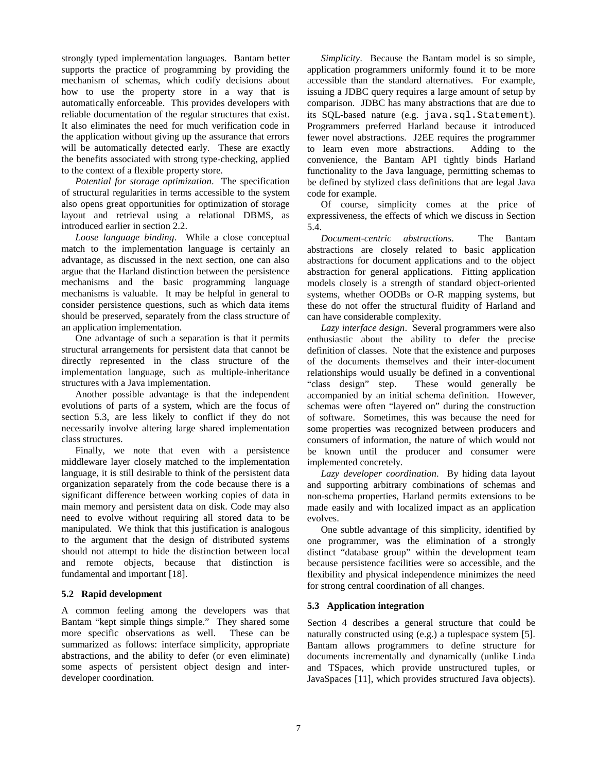strongly typed implementation languages. Bantam better supports the practice of programming by providing the mechanism of schemas, which codify decisions about how to use the property store in a way that is automatically enforceable. This provides developers with reliable documentation of the regular structures that exist. It also eliminates the need for much verification code in the application without giving up the assurance that errors will be automatically detected early. These are exactly the benefits associated with strong type-checking, applied to the context of a flexible property store.

*Potential for storage optimization*. The specification of structural regularities in terms accessible to the system also opens great opportunities for optimization of storage layout and retrieval using a relational DBMS, as introduced earlier in section 2.2.

*Loose language binding*. While a close conceptual match to the implementation language is certainly an advantage, as discussed in the next section, one can also argue that the Harland distinction between the persistence mechanisms and the basic programming language mechanisms is valuable. It may be helpful in general to consider persistence questions, such as which data items should be preserved, separately from the class structure of an application implementation.

One advantage of such a separation is that it permits structural arrangements for persistent data that cannot be directly represented in the class structure of the implementation language, such as multiple-inheritance structures with a Java implementation.

Another possible advantage is that the independent evolutions of parts of a system, which are the focus of section 5.3, are less likely to conflict if they do not necessarily involve altering large shared implementation class structures.

Finally, we note that even with a persistence middleware layer closely matched to the implementation language, it is still desirable to think of the persistent data organization separately from the code because there is a significant difference between working copies of data in main memory and persistent data on disk. Code may also need to evolve without requiring all stored data to be manipulated. We think that this justification is analogous to the argument that the design of distributed systems should not attempt to hide the distinction between local and remote objects, because that distinction is fundamental and important [18].

### 5.2 Rapid development

A common feeling among the developers was that Bantam "kept simple things simple." They shared some more specific observations as well. These can be summarized as follows: interface simplicity, appropriate abstractions, and the ability to defer (or even eliminate) some aspects of persistent object design and inter-developer coordination.

*Simplicity*. Because the Bantam model is so simple, application programmers uniformly found it to be more accessible than the standard alternatives. For example, issuing a JDBC query requires a large amount of setup by comparison. JDBC has many abstractions that are due to its SQL-based nature (e.g. `java.sql.Statement`). Programmers preferred Harland because it introduced fewer novel abstractions. J2EE requires the programmer to learn even more abstractions. Adding to the convenience, the Bantam API tightly binds Harland functionality to the Java language, permitting schemas to be defined by stylized class definitions that are legal Java code for example.

Of course, simplicity comes at the price of expressiveness, the effects of which we discuss in Section 5.4.

*Document-centric abstractions*. The Bantam abstractions are closely related to basic application abstractions for document applications and to the object abstraction for general applications. Fitting application models closely is a strength of standard object-oriented systems, whether OODBs or O-R mapping systems, but these do not offer the structural fluidity of Harland and can have considerable complexity.

*Lazy interface design*. Several programmers were also enthusiastic about the ability to defer the precise definition of classes. Note that the existence and purposes of the documents themselves and their inter-document relationships would usually be defined in a conventional "class design" step. These would generally be accompanied by an initial schema definition. However, schemas were often "layered on" during the construction of software. Sometimes, this was because the need for some properties was recognized between producers and consumers of information, the nature of which would not be known until the producer and consumer were implemented concretely.

*Lazy developer coordination*. By hiding data layout and supporting arbitrary combinations of schemas and non-schema properties, Harland permits extensions to be made easily and with localized impact as an application evolves.

One subtle advantage of this simplicity, identified by one programmer, was the elimination of a strongly distinct "database group" within the development team because persistence facilities were so accessible, and the flexibility and physical independence minimizes the need for strong central coordination of all changes.

### 5.3 Application integration

Section 4 describes a general structure that could be naturally constructed using (e.g.) a tuplespace system [5]. Bantam allows programmers to define structure for documents incrementally and dynamically (unlike Linda and TSpaces, which provide unstructured tuples, or JavaSpaces [11], which provides structured Java objects).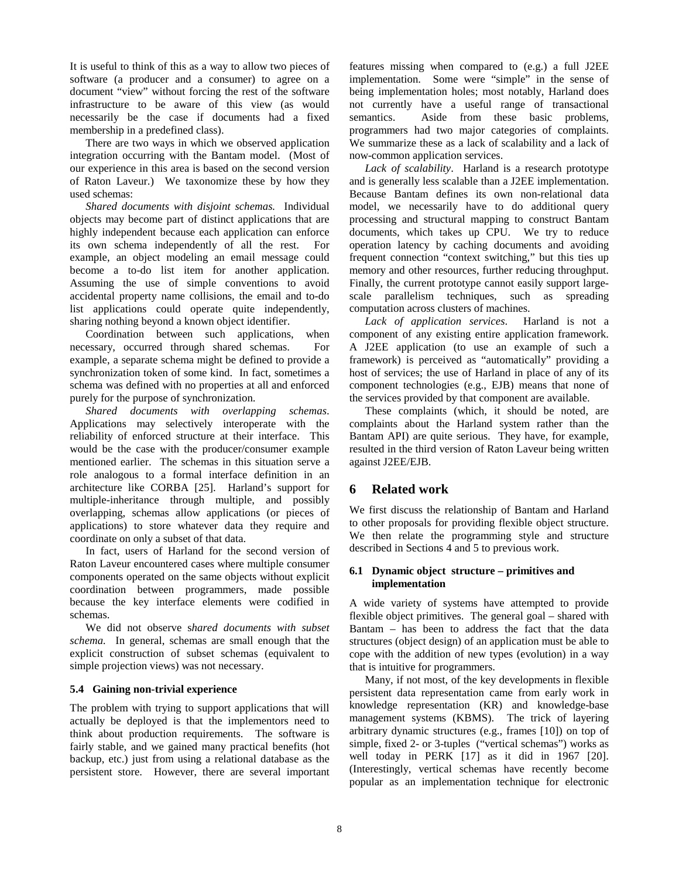It is useful to think of this as a way to allow two pieces of software (a producer and a consumer) to agree on a document "view" without forcing the rest of the software infrastructure to be aware of this view (as would necessarily be the case if documents had a fixed membership in a predefined class).

There are two ways in which we observed application integration occurring with the Bantam model. (Most of our experience in this area is based on the second version of Raton Laveur.) We taxonomize these by how they used schemas:

*Shared documents with disjoint schemas.* Individual objects may become part of distinct applications that are highly independent because each application can enforce its own schema independently of all the rest. For example, an object modeling an email message could become a to-do list item for another application. Assuming the use of simple conventions to avoid accidental property name collisions, the email and to-do list applications could operate quite independently, sharing nothing beyond a known object identifier.

Coordination between such applications, when necessary, occurred through shared schemas. For example, a separate schema might be defined to provide a synchronization token of some kind. In fact, sometimes a schema was defined with no properties at all and enforced purely for the purpose of synchronization.

*Shared documents with overlapping schemas*. Applications may selectively interoperate with the reliability of enforced structure at their interface. This would be the case with the producer/consumer example mentioned earlier. The schemas in this situation serve a role analogous to a formal interface definition in an architecture like CORBA [25]. Harland's support for multiple-inheritance through multiple, and possibly overlapping, schemas allow applications (or pieces of applications) to store whatever data they require and coordinate on only a subset of that data.

In fact, users of Harland for the second version of Raton Laveur encountered cases where multiple consumer components operated on the same objects without explicit coordination between programmers, made possible because the key interface elements were codified in schemas.

We did not observe s*hared documents with subset schema.* In general, schemas are small enough that the explicit construction of subset schemas (equivalent to simple projection views) was not necessary.

### 5.4 Gaining non-trivial experience

The problem with trying to support applications that will actually be deployed is that the implementors need to think about production requirements. The software is fairly stable, and we gained many practical benefits (hot backup, etc.) just from using a relational database as the persistent store. However, there are several important features missing when compared to (e.g.) a full J2EE implementation. Some were "simple" in the sense of being implementation holes; most notably, Harland does not currently have a useful range of transactional semantics. Aside from these basic problems, programmers had two major categories of complaints. We summarize these as a lack of scalability and a lack of now-common application services.

*Lack of scalability*. Harland is a research prototype and is generally less scalable than a J2EE implementation. Because Bantam defines its own non-relational data model, we necessarily have to do additional query processing and structural mapping to construct Bantam documents, which takes up CPU. We try to reduce operation latency by caching documents and avoiding frequent connection "context switching," but this ties up memory and other resources, further reducing throughput. Finally, the current prototype cannot easily support large-scale parallelism techniques, such as spreading computation across clusters of machines.

*Lack of application services*. Harland is not a component of any existing entire application framework. A J2EE application (to use an example of such a framework) is perceived as "automatically" providing a host of services; the use of Harland in place of any of its component technologies (e.g., EJB) means that none of the services provided by that component are available.

These complaints (which, it should be noted, are complaints about the Harland system rather than the Bantam API) are quite serious. They have, for example, resulted in the third version of Raton Laveur being written against J2EE/EJB.

## 6 Related work

We first discuss the relationship of Bantam and Harland to other proposals for providing flexible object structure. We then relate the programming style and structure described in Sections 4 and 5 to previous work.

### 6.1 Dynamic object structure – primitives and implementation

A wide variety of systems have attempted to provide flexible object primitives. The general goal – shared with Bantam – has been to address the fact that the data structures (object design) of an application must be able to cope with the addition of new types (evolution) in a way that is intuitive for programmers.

Many, if not most, of the key developments in flexible persistent data representation came from early work in knowledge representation (KR) and knowledge-base management systems (KBMS). The trick of layering arbitrary dynamic structures (e.g., frames [10]) on top of simple, fixed 2- or 3-tuples ("vertical schemas") works as well today in PERK [17] as it did in 1967 [20]. (Interestingly, vertical schemas have recently become popular as an implementation technique for electronic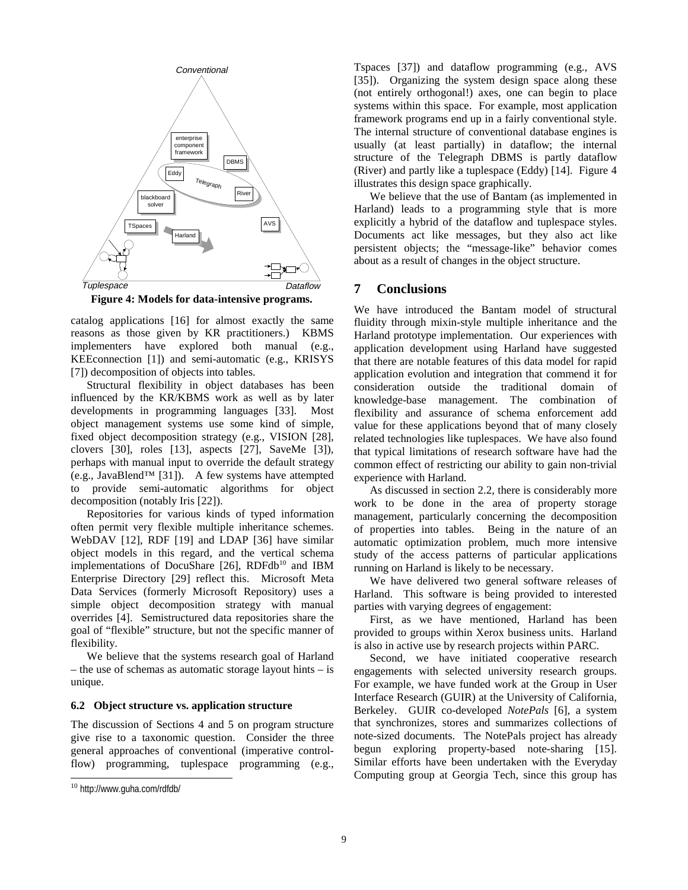Figure 4: Models for data-intensive programs.

catalog applications [16] for almost exactly the same reasons as those given by KR practitioners.) KBMS implementers have explored both manual (e.g., KEEconnection [1]) and semi-automatic (e.g., KRISYS [7]) decomposition of objects into tables.

Structural flexibility in object databases has been influenced by the KR/KBMS work as well as by later developments in programming languages [33]. Most object management systems use some kind of simple, fixed object decomposition strategy (e.g., VISION [28], clovers [30], roles [13], aspects [27], SaveMe [3]), perhaps with manual input to override the default strategy (e.g., JavaBlend™ [31]). A few systems have attempted to provide semi-automatic algorithms for object decomposition (notably Iris [22]).

Repositories for various kinds of typed information often permit very flexible multiple inheritance schemes. WebDAV [12], RDF [19] and LDAP [36] have similar object models in this regard, and the vertical schema implementations of DocuShare [26], RDFdb[10] and IBM Enterprise Directory [29] reflect this. Microsoft Meta Data Services (formerly Microsoft Repository) uses a simple object decomposition strategy with manual overrides [4]. Semistructured data repositories share the goal of "flexible" structure, but not the specific manner of flexibility.

We believe that the systems research goal of Harland – the use of schemas as automatic storage layout hints – is unique.

### 6.2 Object structure vs. application structure

The discussion of Sections 4 and 5 on program structure give rise to a taxonomic question. Consider the three general approaches of conventional (imperative control-flow) programming, tuplespace programming (e.g., Tspaces [37]) and dataflow programming (e.g., AVS [35]). Organizing the system design space along these (not entirely orthogonal!) axes, one can begin to place systems within this space. For example, most application framework programs end up in a fairly conventional style. The internal structure of conventional database engines is usually (at least partially) in dataflow; the internal structure of the Telegraph DBMS is partly dataflow (River) and partly like a tuplespace (Eddy) [14]. Figure 4 illustrates this design space graphically.

We believe that the use of Bantam (as implemented in Harland) leads to a programming style that is more explicitly a hybrid of the dataflow and tuplespace styles. Documents act like messages, but they also act like persistent objects; the "message-like" behavior comes about as a result of changes in the object structure.

## 7 Conclusions

We have introduced the Bantam model of structural fluidity through mixin-style multiple inheritance and the Harland prototype implementation. Our experiences with application development using Harland have suggested that there are notable features of this data model for rapid application evolution and integration that commend it for consideration outside the traditional domain of knowledge-base management. The combination of flexibility and assurance of schema enforcement add value for these applications beyond that of many closely related technologies like tuplespaces. We have also found that typical limitations of research software have had the common effect of restricting our ability to gain non-trivial experience with Harland.

As discussed in section 2.2, there is considerably more work to be done in the area of property storage management, particularly concerning the decomposition of properties into tables. Being in the nature of an automatic optimization problem, much more intensive study of the access patterns of particular applications running on Harland is likely to be necessary.

We have delivered two general software releases of Harland. This software is being provided to interested parties with varying degrees of engagement:

First, as we have mentioned, Harland has been provided to groups within Xerox business units. Harland is also in active use by research projects within PARC.

Second, we have initiated cooperative research engagements with selected university research groups. For example, we have funded work at the Group in User Interface Research (GUIR) at the University of California, Berkeley. GUIR co-developed *NotePals* [6], a system that synchronizes, stores and summarizes collections of note-sized documents. The NotePals project has already begun exploring property-based note-sharing [15]. Similar efforts have been undertaken with the Everyday Computing group at Georgia Tech, since this group has

[10] http://www.guha.com/rdfdb/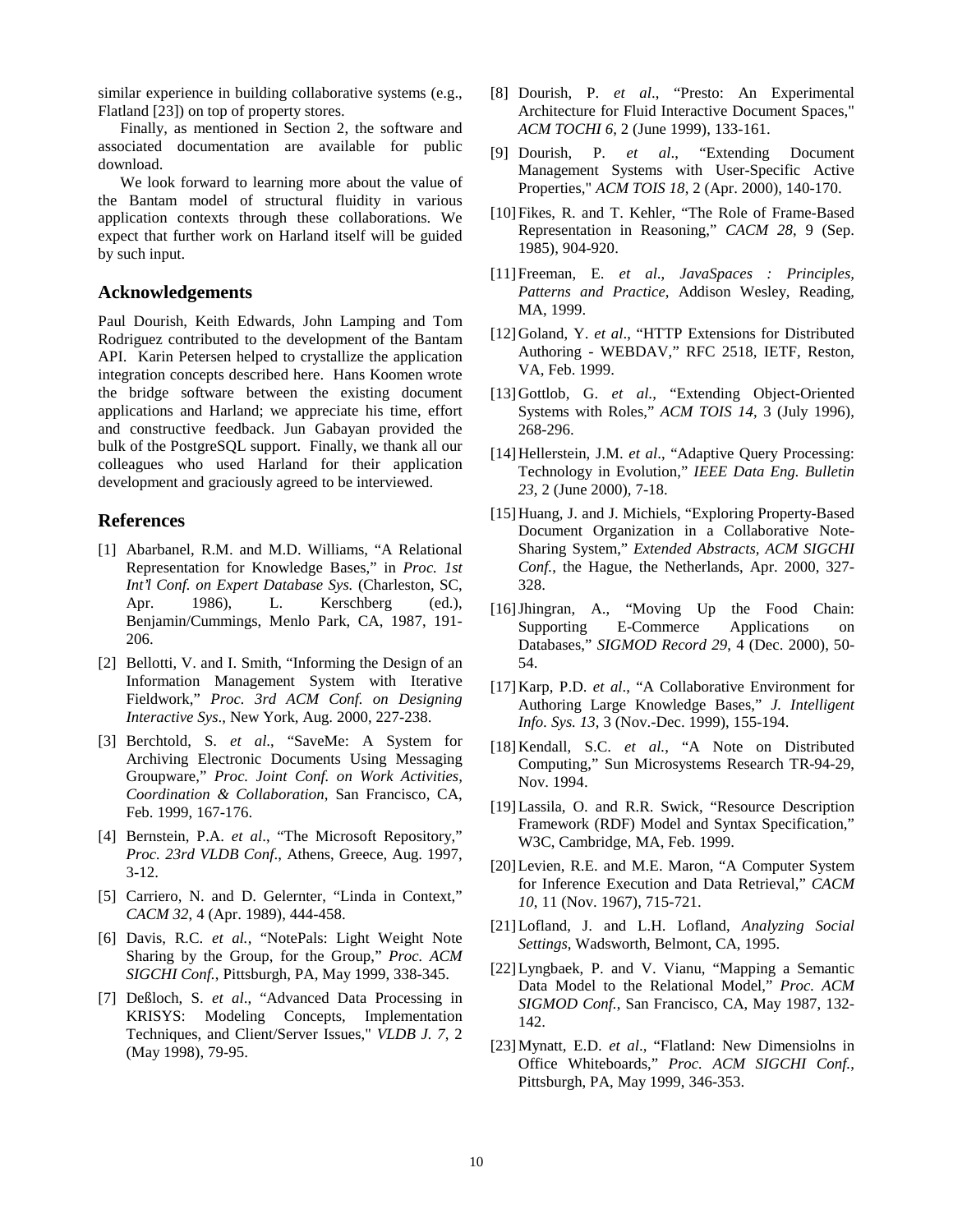similar experience in building collaborative systems (e.g., Flatland [23]) on top of property stores.

Finally, as mentioned in Section 2, the software and associated documentation are available for public download.

We look forward to learning more about the value of the Bantam model of structural fluidity in various application contexts through these collaborations. We expect that further work on Harland itself will be guided by such input.

## Acknowledgements

Paul Dourish, Keith Edwards, John Lamping and Tom Rodriguez contributed to the development of the Bantam API. Karin Petersen helped to crystallize the application integration concepts described here. Hans Koomen wrote the bridge software between the existing document applications and Harland; we appreciate his time, effort and constructive feedback. Jun Gabayan provided the bulk of the PostgreSQL support. Finally, we thank all our colleagues who used Harland for their application development and graciously agreed to be interviewed.

## References

[1] Abarbanel, R.M. and M.D. Williams, "A Relational Representation for Knowledge Bases," in *Proc. 1st Int'l Conf. on Expert Database Sys.* (Charleston, SC, Apr. 1986), L. Kerschberg (ed.), Benjamin/Cummings, Menlo Park, CA, 1987, 191-206.

[2] Bellotti, V. and I. Smith, "Informing the Design of an Information Management System with Iterative Fieldwork," *Proc. 3rd ACM Conf. on Designing Interactive Sys*., New York, Aug. 2000, 227-238.

[3] Berchtold, S. *et al*., "SaveMe: A System for Archiving Electronic Documents Using Messaging Groupware," *Proc. Joint Conf. on Work Activities, Coordination & Collaboration*, San Francisco, CA, Feb. 1999, 167-176.

[4] Bernstein, P.A. *et al*., "The Microsoft Repository," *Proc. 23rd VLDB Conf*., Athens, Greece, Aug. 1997, 3-12.

[5] Carriero, N. and D. Gelernter, "Linda in Context," *CACM 32*, 4 (Apr. 1989), 444-458.

[6] Davis, R.C. *et al.*, "NotePals: Light Weight Note Sharing by the Group, for the Group," *Proc. ACM SIGCHI Conf.*, Pittsburgh, PA, May 1999, 338-345.

[7] Deßloch, S. *et al*., "Advanced Data Processing in KRISYS: Modeling Concepts, Implementation Techniques, and Client/Server Issues," *VLDB J. 7*, 2 (May 1998), 79-95.

[8] Dourish, P. *et al*., "Presto: An Experimental Architecture for Fluid Interactive Document Spaces," *ACM TOCHI 6*, 2 (June 1999), 133-161.

[9] Dourish, P. *et al*., "Extending Document Management Systems with User-Specific Active Properties," *ACM TOIS 18*, 2 (Apr. 2000), 140-170.

[10] Fikes, R. and T. Kehler, "The Role of Frame-Based Representation in Reasoning," *CACM 28*, 9 (Sep. 1985), 904-920.

[11] Freeman, E. *et al.*, *JavaSpaces : Principles, Patterns and Practice*, Addison Wesley, Reading, MA, 1999.

[12] Goland, Y. *et al*., "HTTP Extensions for Distributed Authoring - WEBDAV," RFC 2518, IETF, Reston, VA, Feb. 1999.

[13] Gottlob, G. *et al*., "Extending Object-Oriented Systems with Roles," *ACM TOIS 14*, 3 (July 1996), 268-296.

[14] Hellerstein, J.M. *et al*., "Adaptive Query Processing: Technology in Evolution," *IEEE Data Eng. Bulletin 23*, 2 (June 2000), 7-18.

[15] Huang, J. and J. Michiels, "Exploring Property-Based Document Organization in a Collaborative Note-Sharing System," *Extended Abstracts, ACM SIGCHI Conf.*, the Hague, the Netherlands, Apr. 2000, 327-328.

[16] Jhingran, A., "Moving Up the Food Chain: Supporting E-Commerce Applications on Databases," *SIGMOD Record 29*, 4 (Dec. 2000), 50-54.

[17] Karp, P.D. *et al*., "A Collaborative Environment for Authoring Large Knowledge Bases," *J. Intelligent Info. Sys. 13*, 3 (Nov.-Dec. 1999), 155-194.

[18] Kendall, S.C. *et al.*, "A Note on Distributed Computing," Sun Microsystems Research TR-94-29, Nov. 1994.

[19] Lassila, O. and R.R. Swick, "Resource Description Framework (RDF) Model and Syntax Specification," W3C, Cambridge, MA, Feb. 1999.

[20] Levien, R.E. and M.E. Maron, "A Computer System for Inference Execution and Data Retrieval," *CACM 10*, 11 (Nov. 1967), 715-721.

[21] Lofland, J. and L.H. Lofland, *Analyzing Social Settings*, Wadsworth, Belmont, CA, 1995.

[22] Lyngbaek, P. and V. Vianu, "Mapping a Semantic Data Model to the Relational Model," *Proc. ACM SIGMOD Conf.*, San Francisco, CA, May 1987, 132-142.

[23] Mynatt, E.D. *et al*., "Flatland: New Dimensiolns in Office Whiteboards," *Proc. ACM SIGCHI Conf.*, Pittsburgh, PA, May 1999, 346-353.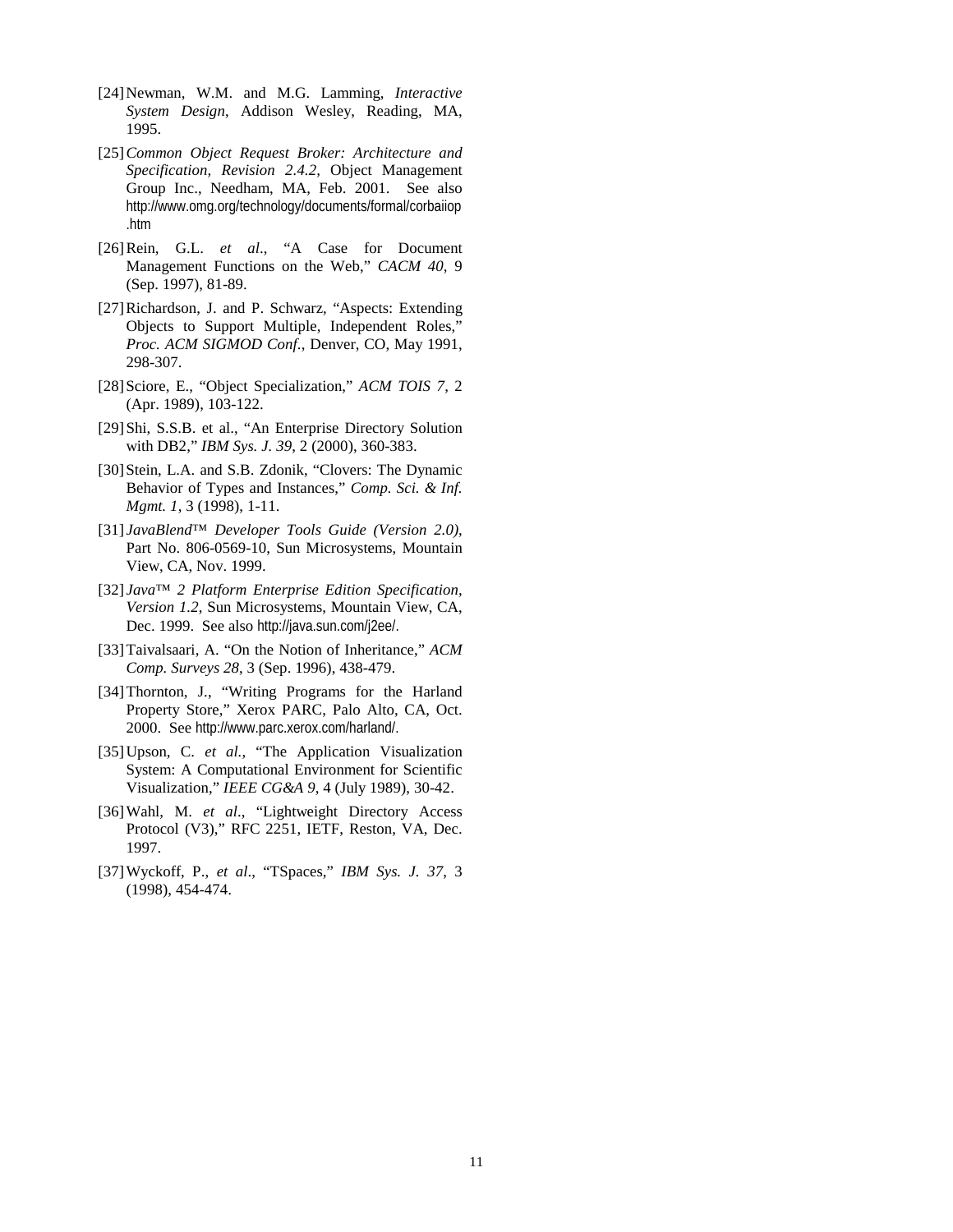[24] Newman, W.M. and M.G. Lamming, *Interactive System Design*, Addison Wesley, Reading, MA, 1995.

[25] *Common Object Request Broker: Architecture and Specification, Revision 2.4.2,* Object Management Group Inc., Needham, MA, Feb. 2001. See also http://www.omg.org/technology/documents/formal/corbaiiop.htm

[26] Rein, G.L. *et al*., "A Case for Document Management Functions on the Web," *CACM 40*, 9 (Sep. 1997), 81-89.

[27] Richardson, J. and P. Schwarz, "Aspects: Extending Objects to Support Multiple, Independent Roles," *Proc. ACM SIGMOD Conf*., Denver, CO, May 1991, 298-307.

[28] Sciore, E., "Object Specialization," *ACM TOIS 7*, 2 (Apr. 1989), 103-122.

[29] Shi, S.S.B. et al., "An Enterprise Directory Solution with DB2," *IBM Sys. J. 39*, 2 (2000), 360-383.

[30] Stein, L.A. and S.B. Zdonik, "Clovers: The Dynamic Behavior of Types and Instances," *Comp. Sci. & Inf. Mgmt. 1*, 3 (1998), 1-11.

[31] *JavaBlend™ Developer Tools Guide (Version 2.0)*, Part No. 806-0569-10, Sun Microsystems, Mountain View, CA, Nov. 1999.

[32] *Java™ 2 Platform Enterprise Edition Specification, Version 1.2*, Sun Microsystems, Mountain View, CA, Dec. 1999. See also http://java.sun.com/j2ee/.

[33] Taivalsaari, A. "On the Notion of Inheritance," *ACM Comp. Surveys 28*, 3 (Sep. 1996), 438-479.

[34] Thornton, J., "Writing Programs for the Harland Property Store," Xerox PARC, Palo Alto, CA, Oct. 2000. See http://www.parc.xerox.com/harland/.

[35] Upson, C. *et al.*, "The Application Visualization System: A Computational Environment for Scientific Visualization," *IEEE CG&A 9*, 4 (July 1989), 30-42.

[36] Wahl, M. *et al*., "Lightweight Directory Access Protocol (V3)," RFC 2251, IETF, Reston, VA, Dec. 1997.

[37] Wyckoff, P., *et al*., "TSpaces," *IBM Sys. J. 37*, 3 (1998), 454-474.